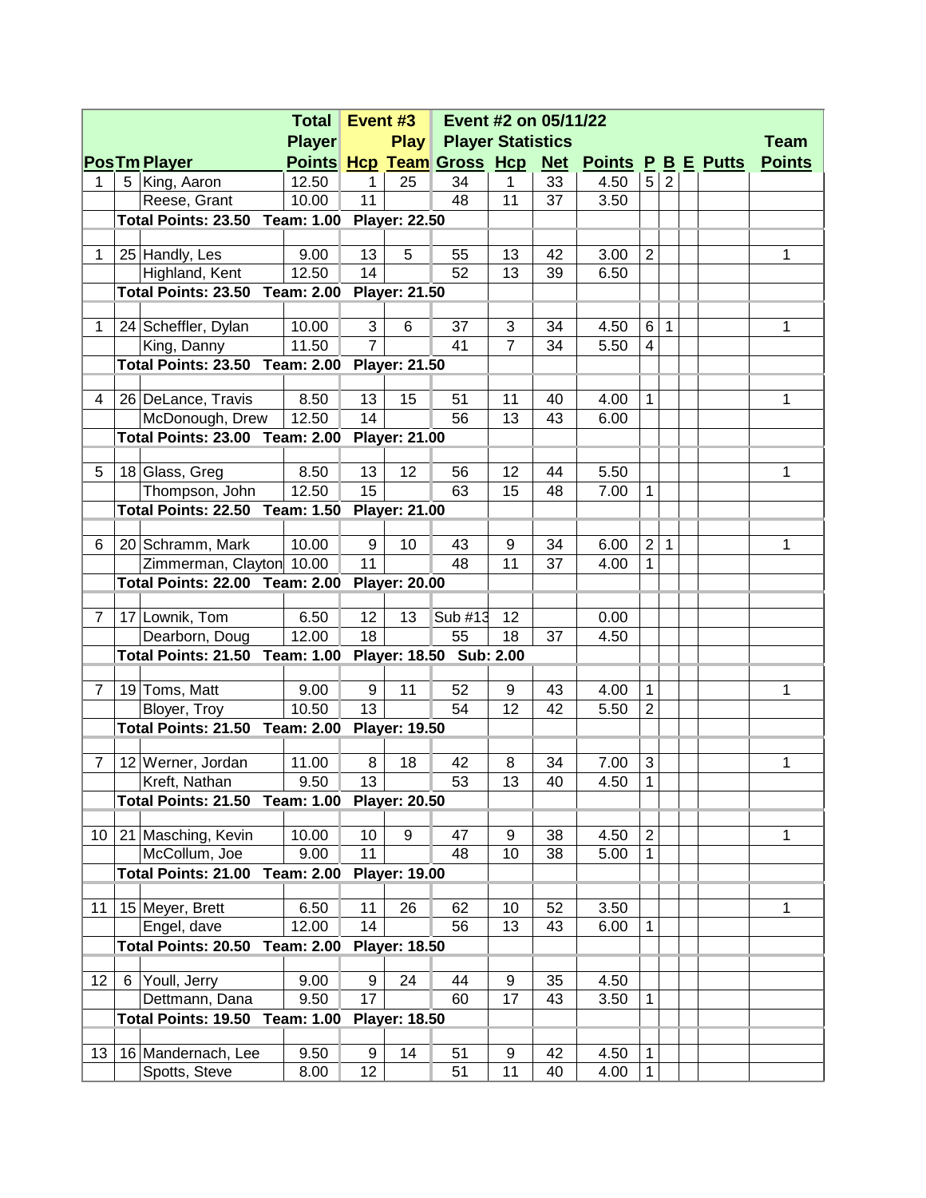| Pos | Tm | Player | Total Player Points | Event #3 Hcp | Event #3 Play Team | Event #2 on 05/11/22 Player Statistics Gross | Hcp | Net | Points | P | B | E | Putts | Team Points |
|---|---|---|---|---|---|---|---|---|---|---|---|---|---|---|
| 1 | 5 | King, Aaron | 12.50 | 1 | 25 | 34 | 1 | 33 | 4.50 | 5 | 2 | | | |
| | | Reese, Grant | 10.00 | 11 | | 48 | 11 | 37 | 3.50 | | | | | |
| | Total Points: 23.50 | | Team: 1.00 | Player: 22.50 | | | | | | | | | | |
| 1 | 25 | Handly, Les | 9.00 | 13 | 5 | 55 | 13 | 42 | 3.00 | 2 | | | | 1 |
| | | Highland, Kent | 12.50 | 14 | | 52 | 13 | 39 | 6.50 | | | | | |
| | Total Points: 23.50 | | Team: 2.00 | Player: 21.50 | | | | | | | | | | |
| 1 | 24 | Scheffler, Dylan | 10.00 | 3 | 6 | 37 | 3 | 34 | 4.50 | 6 | 1 | | | 1 |
| | | King, Danny | 11.50 | 7 | | 41 | 7 | 34 | 5.50 | 4 | | | | |
| | Total Points: 23.50 | | Team: 2.00 | Player: 21.50 | | | | | | | | | | |
| 4 | 26 | DeLance, Travis | 8.50 | 13 | 15 | 51 | 11 | 40 | 4.00 | 1 | | | | 1 |
| | | McDonough, Drew | 12.50 | 14 | | 56 | 13 | 43 | 6.00 | | | | | |
| | Total Points: 23.00 | | Team: 2.00 | Player: 21.00 | | | | | | | | | | |
| 5 | 18 | Glass, Greg | 8.50 | 13 | 12 | 56 | 12 | 44 | 5.50 | | | | | 1 |
| | | Thompson, John | 12.50 | 15 | | 63 | 15 | 48 | 7.00 | 1 | | | | |
| | Total Points: 22.50 | | Team: 1.50 | Player: 21.00 | | | | | | | | | | |
| 6 | 20 | Schramm, Mark | 10.00 | 9 | 10 | 43 | 9 | 34 | 6.00 | 2 | 1 | | | 1 |
| | | Zimmerman, Clayton | 10.00 | 11 | | 48 | 11 | 37 | 4.00 | 1 | | | | |
| | Total Points: 22.00 | | Team: 2.00 | Player: 20.00 | | | | | | | | | | |
| 7 | 17 | Lownik, Tom | 6.50 | 12 | 13 | Sub #13 | 12 | | 0.00 | | | | | |
| | | Dearborn, Doug | 12.00 | 18 | | 55 | 18 | 37 | 4.50 | | | | | |
| | Total Points: 21.50 | | Team: 1.00 | Player: 18.50 | | Sub: 2.00 | | | | | | | | |
| 7 | 19 | Toms, Matt | 9.00 | 9 | 11 | 52 | 9 | 43 | 4.00 | 1 | | | | 1 |
| | | Bloyer, Troy | 10.50 | 13 | | 54 | 12 | 42 | 5.50 | 2 | | | | |
| | Total Points: 21.50 | | Team: 2.00 | Player: 19.50 | | | | | | | | | | |
| 7 | 12 | Werner, Jordan | 11.00 | 8 | 18 | 42 | 8 | 34 | 7.00 | 3 | | | | 1 |
| | | Kreft, Nathan | 9.50 | 13 | | 53 | 13 | 40 | 4.50 | 1 | | | | |
| | Total Points: 21.50 | | Team: 1.00 | Player: 20.50 | | | | | | | | | | |
| 10 | 21 | Masching, Kevin | 10.00 | 10 | 9 | 47 | 9 | 38 | 4.50 | 2 | | | | 1 |
| | | McCollum, Joe | 9.00 | 11 | | 48 | 10 | 38 | 5.00 | 1 | | | | |
| | Total Points: 21.00 | | Team: 2.00 | Player: 19.00 | | | | | | | | | | |
| 11 | 15 | Meyer, Brett | 6.50 | 11 | 26 | 62 | 10 | 52 | 3.50 | | | | | 1 |
| | | Engel, dave | 12.00 | 14 | | 56 | 13 | 43 | 6.00 | 1 | | | | |
| | Total Points: 20.50 | | Team: 2.00 | Player: 18.50 | | | | | | | | | | |
| 12 | 6 | Youll, Jerry | 9.00 | 9 | 24 | 44 | 9 | 35 | 4.50 | | | | | |
| | | Dettmann, Dana | 9.50 | 17 | | 60 | 17 | 43 | 3.50 | 1 | | | | |
| | Total Points: 19.50 | | Team: 1.00 | Player: 18.50 | | | | | | | | | | |
| 13 | 16 | Mandernach, Lee | 9.50 | 9 | 14 | 51 | 9 | 42 | 4.50 | 1 | | | | |
| | | Spotts, Steve | 8.00 | 12 | | 51 | 11 | 40 | 4.00 | 1 | | | | |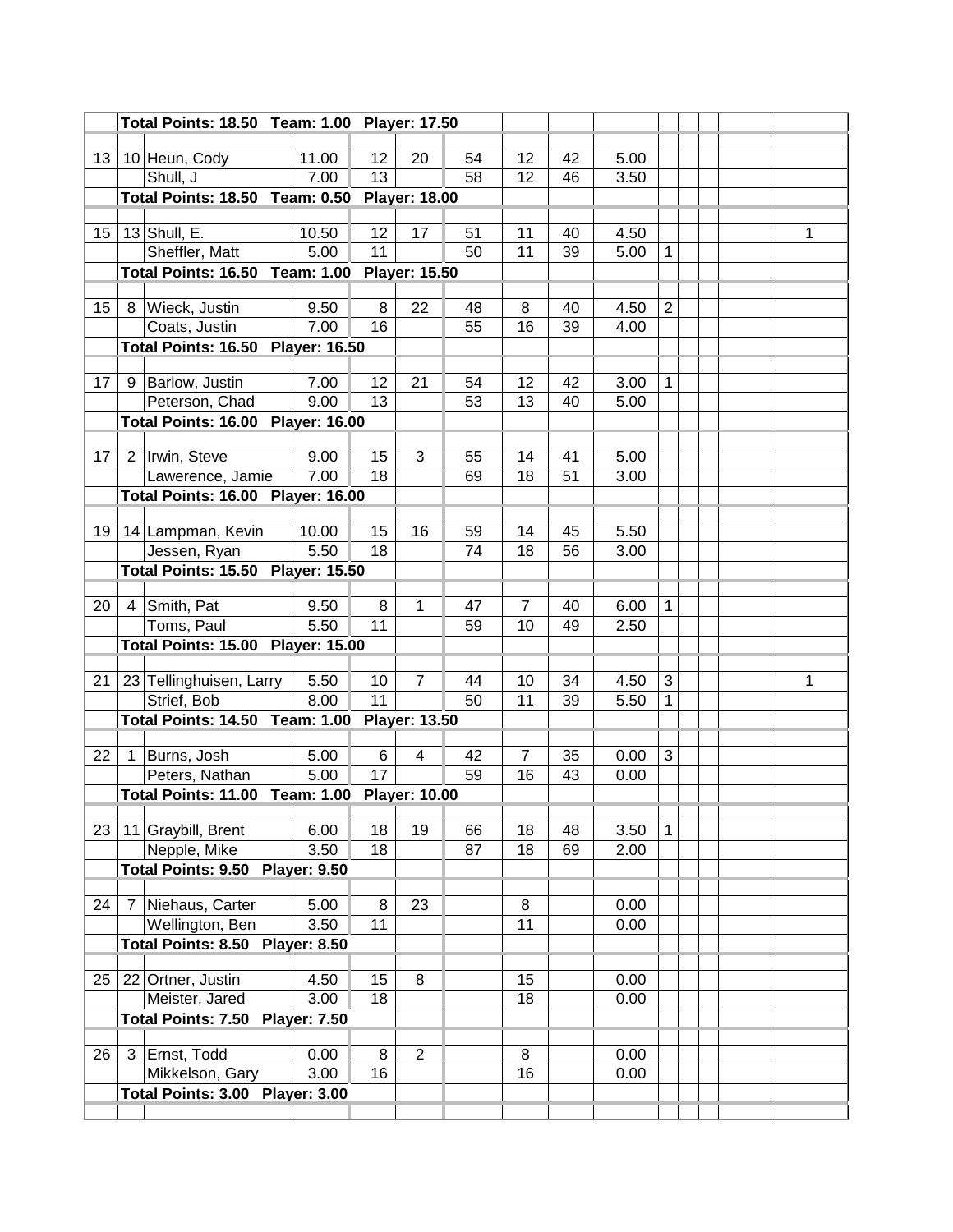| | | | | | | | | | | | | | | |
|---|---|---|---|---|---|---|---|---|---|---|---|---|---|---|
| | **Total Points: 18.50 Team: 1.00 Player: 17.50** | | | | | | | | | | | | | |
| | | | | | | | | | | | | | | |
| 13 | 10 | Heun, Cody | 11.00 | 12 | 20 | 54 | 12 | 42 | 5.00 | | | | | |
| | | Shull, J | 7.00 | 13 | | 58 | 12 | 46 | 3.50 | | | | | |
| | **Total Points: 18.50 Team: 0.50 Player: 18.00** | | | | | | | | | | | | | |
| | | | | | | | | | | | | | | |
| 15 | 13 | Shull, E. | 10.50 | 12 | 17 | 51 | 11 | 40 | 4.50 | | | | | 1 |
| | | Sheffler, Matt | 5.00 | 11 | | 50 | 11 | 39 | 5.00 | 1 | | | | |
| | **Total Points: 16.50 Team: 1.00 Player: 15.50** | | | | | | | | | | | | | |
| | | | | | | | | | | | | | | |
| 15 | 8 | Wieck, Justin | 9.50 | 8 | 22 | 48 | 8 | 40 | 4.50 | 2 | | | | |
| | | Coats, Justin | 7.00 | 16 | | 55 | 16 | 39 | 4.00 | | | | | |
| | **Total Points: 16.50 Player: 16.50** | | | | | | | | | | | | | |
| | | | | | | | | | | | | | | |
| 17 | 9 | Barlow, Justin | 7.00 | 12 | 21 | 54 | 12 | 42 | 3.00 | 1 | | | | |
| | | Peterson, Chad | 9.00 | 13 | | 53 | 13 | 40 | 5.00 | | | | | |
| | **Total Points: 16.00 Player: 16.00** | | | | | | | | | | | | | |
| | | | | | | | | | | | | | | |
| 17 | 2 | Irwin, Steve | 9.00 | 15 | 3 | 55 | 14 | 41 | 5.00 | | | | | |
| | | Lawerence, Jamie | 7.00 | 18 | | 69 | 18 | 51 | 3.00 | | | | | |
| | **Total Points: 16.00 Player: 16.00** | | | | | | | | | | | | | |
| | | | | | | | | | | | | | | |
| 19 | 14 | Lampman, Kevin | 10.00 | 15 | 16 | 59 | 14 | 45 | 5.50 | | | | | |
| | | Jessen, Ryan | 5.50 | 18 | | 74 | 18 | 56 | 3.00 | | | | | |
| | **Total Points: 15.50 Player: 15.50** | | | | | | | | | | | | | |
| | | | | | | | | | | | | | | |
| 20 | 4 | Smith, Pat | 9.50 | 8 | 1 | 47 | 7 | 40 | 6.00 | 1 | | | | |
| | | Toms, Paul | 5.50 | 11 | | 59 | 10 | 49 | 2.50 | | | | | |
| | **Total Points: 15.00 Player: 15.00** | | | | | | | | | | | | | |
| | | | | | | | | | | | | | | |
| 21 | 23 | Tellinghuisen, Larry | 5.50 | 10 | 7 | 44 | 10 | 34 | 4.50 | 3 | | | | 1 |
| | | Strief, Bob | 8.00 | 11 | | 50 | 11 | 39 | 5.50 | 1 | | | | |
| | **Total Points: 14.50 Team: 1.00 Player: 13.50** | | | | | | | | | | | | | |
| | | | | | | | | | | | | | | |
| 22 | 1 | Burns, Josh | 5.00 | 6 | 4 | 42 | 7 | 35 | 0.00 | 3 | | | | |
| | | Peters, Nathan | 5.00 | 17 | | 59 | 16 | 43 | 0.00 | | | | | |
| | **Total Points: 11.00 Team: 1.00 Player: 10.00** | | | | | | | | | | | | | |
| | | | | | | | | | | | | | | |
| 23 | 11 | Graybill, Brent | 6.00 | 18 | 19 | 66 | 18 | 48 | 3.50 | 1 | | | | |
| | | Nepple, Mike | 3.50 | 18 | | 87 | 18 | 69 | 2.00 | | | | | |
| | **Total Points: 9.50 Player: 9.50** | | | | | | | | | | | | | |
| | | | | | | | | | | | | | | |
| 24 | 7 | Niehaus, Carter | 5.00 | 8 | 23 | | 8 | | 0.00 | | | | | |
| | | Wellington, Ben | 3.50 | 11 | | | 11 | | 0.00 | | | | | |
| | **Total Points: 8.50 Player: 8.50** | | | | | | | | | | | | | |
| | | | | | | | | | | | | | | |
| 25 | 22 | Ortner, Justin | 4.50 | 15 | 8 | | 15 | | 0.00 | | | | | |
| | | Meister, Jared | 3.00 | 18 | | | 18 | | 0.00 | | | | | |
| | **Total Points: 7.50 Player: 7.50** | | | | | | | | | | | | | |
| | | | | | | | | | | | | | | |
| 26 | 3 | Ernst, Todd | 0.00 | 8 | 2 | | 8 | | 0.00 | | | | | |
| | | Mikkelson, Gary | 3.00 | 16 | | | 16 | | 0.00 | | | | | |
| | **Total Points: 3.00 Player: 3.00** | | | | | | | | | | | | | |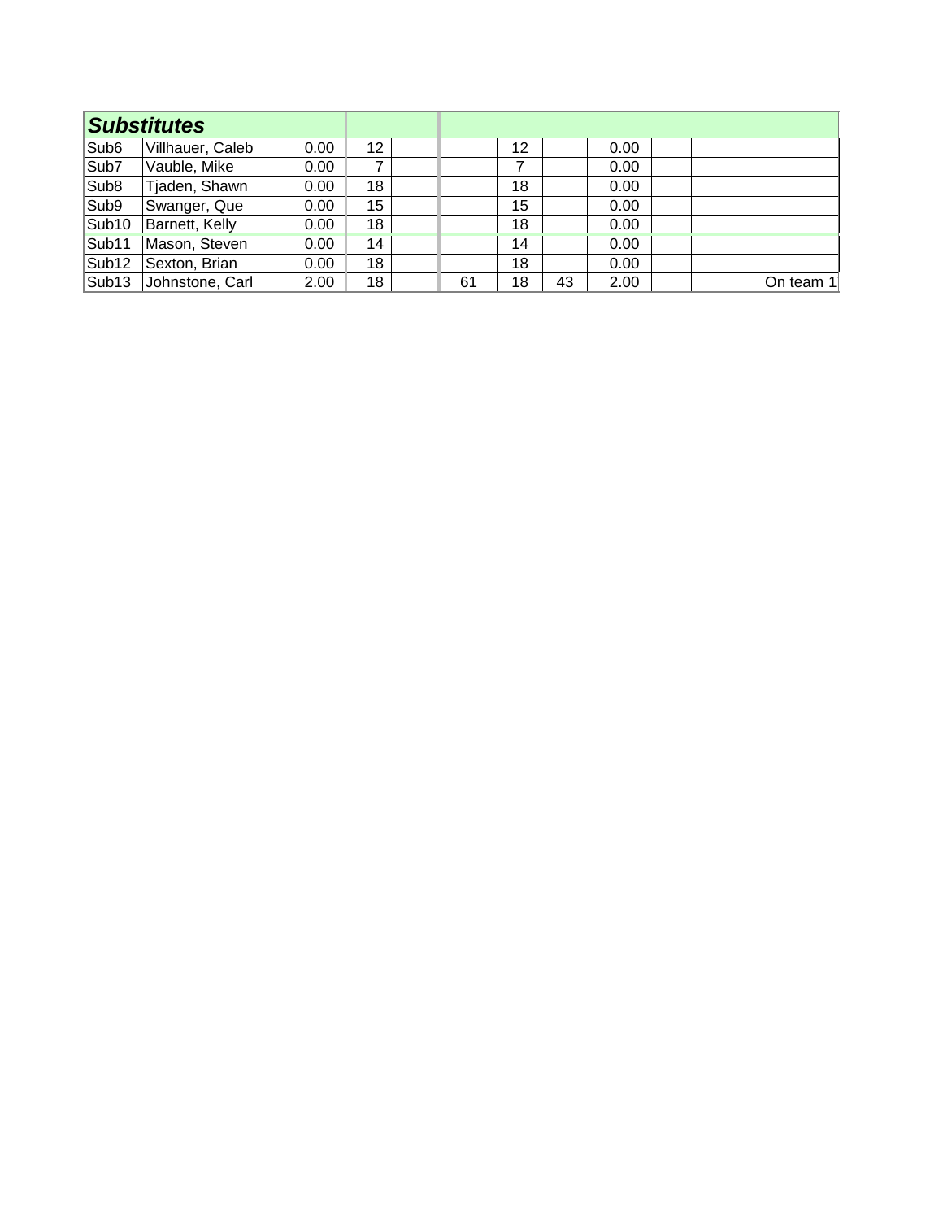| *Substitutes* | | | | | | | | | | | | | |
|---|---|---|---|---|---|---|---|---|---|---|---|---|---|
| Sub6 | Villhauer, Caleb | 0.00 | 12 | | | 12 | | 0.00 | | | | | |
| Sub7 | Vauble, Mike | 0.00 | 7 | | | 7 | | 0.00 | | | | | |
| Sub8 | Tjaden, Shawn | 0.00 | 18 | | | 18 | | 0.00 | | | | | |
| Sub9 | Swanger, Que | 0.00 | 15 | | | 15 | | 0.00 | | | | | |
| Sub10 | Barnett, Kelly | 0.00 | 18 | | | 18 | | 0.00 | | | | | |
| Sub11 | Mason, Steven | 0.00 | 14 | | | 14 | | 0.00 | | | | | |
| Sub12 | Sexton, Brian | 0.00 | 18 | | | 18 | | 0.00 | | | | | |
| Sub13 | Johnstone, Carl | 2.00 | 18 | | 61 | 18 | 43 | 2.00 | | | | | On team 1 |